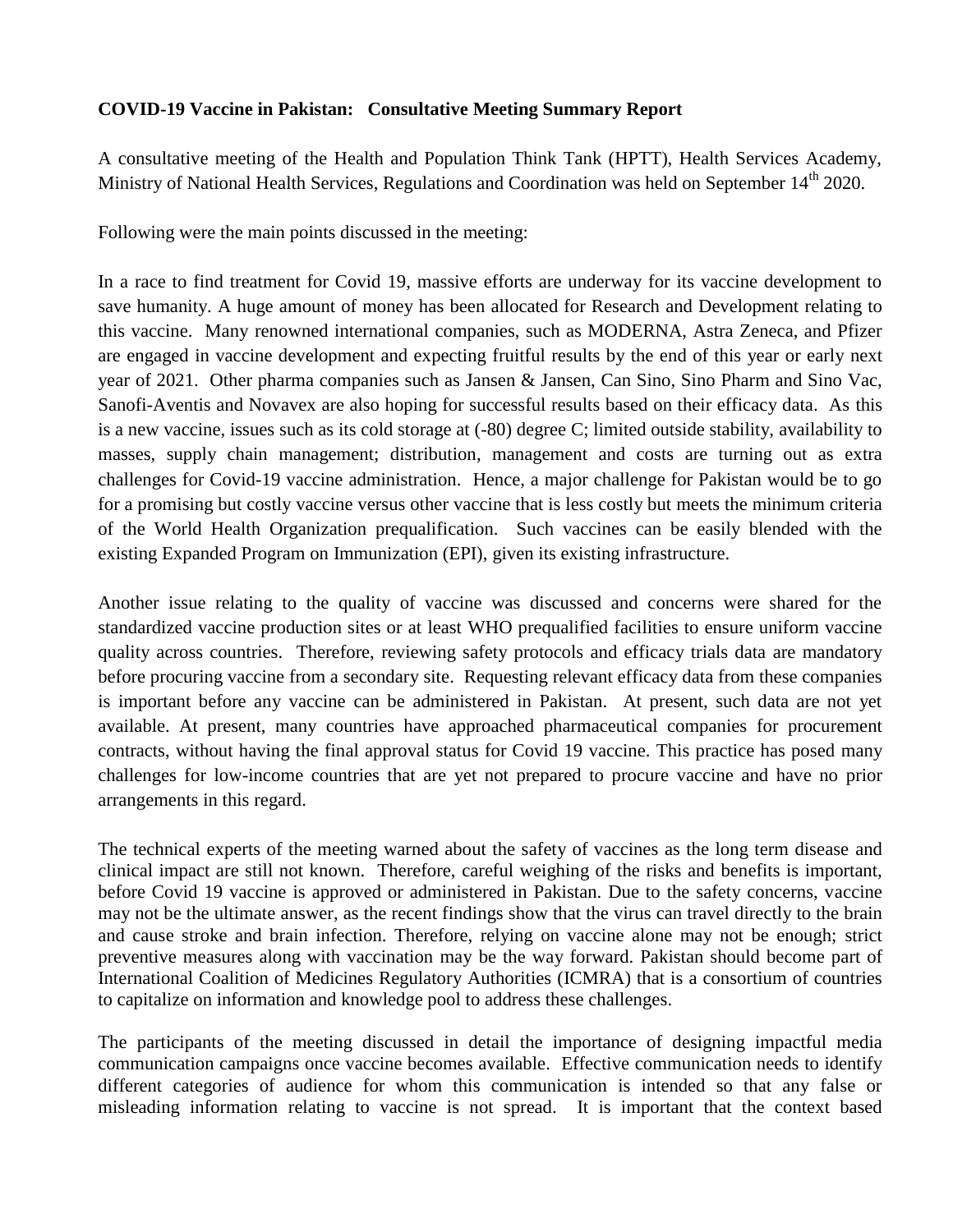**COVID-19 Vaccine in Pakistan: Consultative Meeting Summary Report**

A consultative meeting of the Health and Population Think Tank (HPTT), Health Services Academy, Ministry of National Health Services, Regulations and Coordination was held on September 14th 2020.

Following were the main points discussed in the meeting:

In a race to find treatment for Covid 19, massive efforts are underway for its vaccine development to save humanity. A huge amount of money has been allocated for Research and Development relating to this vaccine. Many renowned international companies, such as MODERNA, Astra Zeneca, and Pfizer are engaged in vaccine development and expecting fruitful results by the end of this year or early next year of 2021. Other pharma companies such as Jansen & Jansen, Can Sino, Sino Pharm and Sino Vac, Sanofi-Aventis and Novavex are also hoping for successful results based on their efficacy data. As this is a new vaccine, issues such as its cold storage at (-80) degree C; limited outside stability, availability to masses, supply chain management; distribution, management and costs are turning out as extra challenges for Covid-19 vaccine administration. Hence, a major challenge for Pakistan would be to go for a promising but costly vaccine versus other vaccine that is less costly but meets the minimum criteria of the World Health Organization prequalification. Such vaccines can be easily blended with the existing Expanded Program on Immunization (EPI), given its existing infrastructure.

Another issue relating to the quality of vaccine was discussed and concerns were shared for the standardized vaccine production sites or at least WHO prequalified facilities to ensure uniform vaccine quality across countries. Therefore, reviewing safety protocols and efficacy trials data are mandatory before procuring vaccine from a secondary site. Requesting relevant efficacy data from these companies is important before any vaccine can be administered in Pakistan. At present, such data are not yet available. At present, many countries have approached pharmaceutical companies for procurement contracts, without having the final approval status for Covid 19 vaccine. This practice has posed many challenges for low-income countries that are yet not prepared to procure vaccine and have no prior arrangements in this regard.

The technical experts of the meeting warned about the safety of vaccines as the long term disease and clinical impact are still not known. Therefore, careful weighing of the risks and benefits is important, before Covid 19 vaccine is approved or administered in Pakistan. Due to the safety concerns, vaccine may not be the ultimate answer, as the recent findings show that the virus can travel directly to the brain and cause stroke and brain infection. Therefore, relying on vaccine alone may not be enough; strict preventive measures along with vaccination may be the way forward. Pakistan should become part of International Coalition of Medicines Regulatory Authorities (ICMRA) that is a consortium of countries to capitalize on information and knowledge pool to address these challenges.

The participants of the meeting discussed in detail the importance of designing impactful media communication campaigns once vaccine becomes available. Effective communication needs to identify different categories of audience for whom this communication is intended so that any false or misleading information relating to vaccine is not spread. It is important that the context based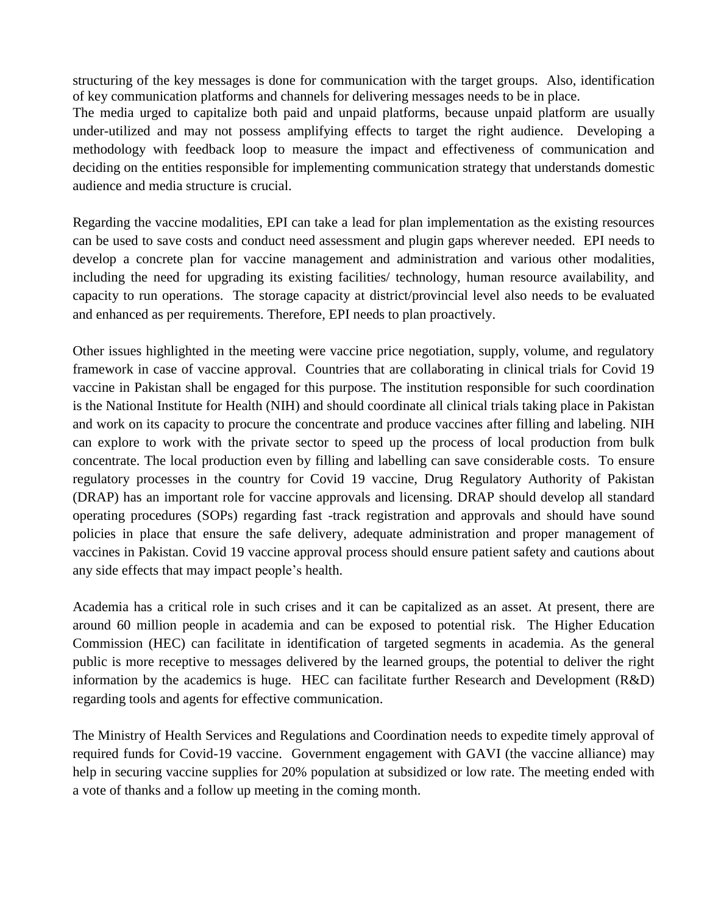structuring of the key messages is done for communication with the target groups. Also, identification of key communication platforms and channels for delivering messages needs to be in place.
The media urged to capitalize both paid and unpaid platforms, because unpaid platform are usually under-utilized and may not possess amplifying effects to target the right audience. Developing a methodology with feedback loop to measure the impact and effectiveness of communication and deciding on the entities responsible for implementing communication strategy that understands domestic audience and media structure is crucial.

Regarding the vaccine modalities, EPI can take a lead for plan implementation as the existing resources can be used to save costs and conduct need assessment and plugin gaps wherever needed. EPI needs to develop a concrete plan for vaccine management and administration and various other modalities, including the need for upgrading its existing facilities/ technology, human resource availability, and capacity to run operations. The storage capacity at district/provincial level also needs to be evaluated and enhanced as per requirements. Therefore, EPI needs to plan proactively.

Other issues highlighted in the meeting were vaccine price negotiation, supply, volume, and regulatory framework in case of vaccine approval. Countries that are collaborating in clinical trials for Covid 19 vaccine in Pakistan shall be engaged for this purpose. The institution responsible for such coordination is the National Institute for Health (NIH) and should coordinate all clinical trials taking place in Pakistan and work on its capacity to procure the concentrate and produce vaccines after filling and labeling. NIH can explore to work with the private sector to speed up the process of local production from bulk concentrate. The local production even by filling and labelling can save considerable costs. To ensure regulatory processes in the country for Covid 19 vaccine, Drug Regulatory Authority of Pakistan (DRAP) has an important role for vaccine approvals and licensing. DRAP should develop all standard operating procedures (SOPs) regarding fast -track registration and approvals and should have sound policies in place that ensure the safe delivery, adequate administration and proper management of vaccines in Pakistan. Covid 19 vaccine approval process should ensure patient safety and cautions about any side effects that may impact people's health.

Academia has a critical role in such crises and it can be capitalized as an asset. At present, there are around 60 million people in academia and can be exposed to potential risk. The Higher Education Commission (HEC) can facilitate in identification of targeted segments in academia. As the general public is more receptive to messages delivered by the learned groups, the potential to deliver the right information by the academics is huge. HEC can facilitate further Research and Development (R&D) regarding tools and agents for effective communication.

The Ministry of Health Services and Regulations and Coordination needs to expedite timely approval of required funds for Covid-19 vaccine. Government engagement with GAVI (the vaccine alliance) may help in securing vaccine supplies for 20% population at subsidized or low rate. The meeting ended with a vote of thanks and a follow up meeting in the coming month.